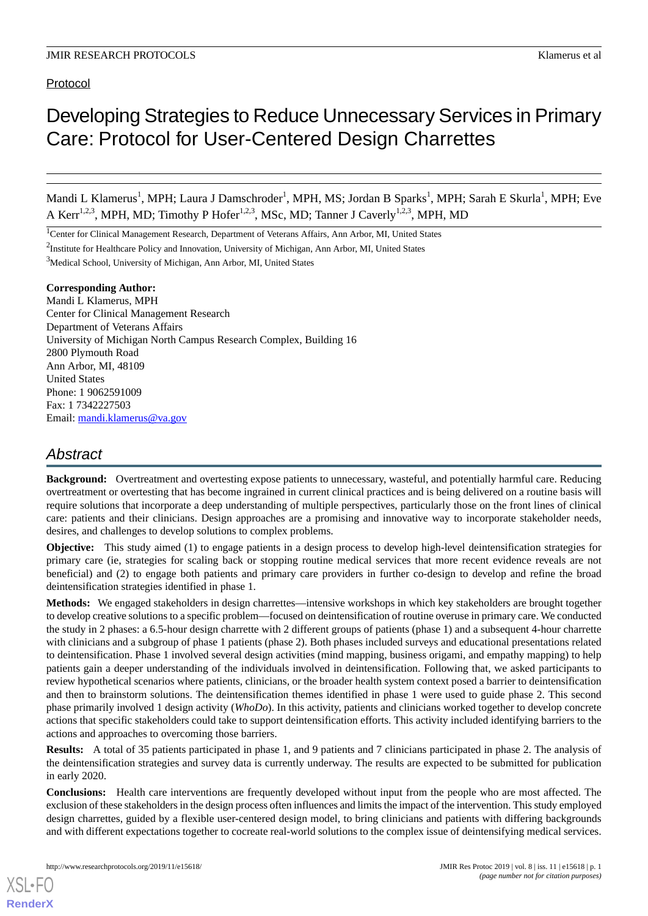Protocol

# Developing Strategies to Reduce Unnecessary Services in Primary Care: Protocol for User-Centered Design Charrettes

Mandi L Klamerus[1], MPH; Laura J Damschroder[1], MPH, MS; Jordan B Sparks[1], MPH; Sarah E Skurla[1], MPH; Eve A Kerr[1,2,3], MPH, MD; Timothy P Hofer[1,2,3], MSc, MD; Tanner J Caverly[1,2,3], MPH, MD

[1]Center for Clinical Management Research, Department of Veterans Affairs, Ann Arbor, MI, United States

[2]Institute for Healthcare Policy and Innovation, University of Michigan, Ann Arbor, MI, United States

[3]Medical School, University of Michigan, Ann Arbor, MI, United States

**Corresponding Author:**
Mandi L Klamerus, MPH
Center for Clinical Management Research
Department of Veterans Affairs
University of Michigan North Campus Research Complex, Building 16
2800 Plymouth Road
Ann Arbor, MI, 48109
United States
Phone: 1 9062591009
Fax: 1 7342227503
Email: mandi.klamerus@va.gov

## Abstract

**Background:** Overtreatment and overtesting expose patients to unnecessary, wasteful, and potentially harmful care. Reducing overtreatment or overtesting that has become ingrained in current clinical practices and is being delivered on a routine basis will require solutions that incorporate a deep understanding of multiple perspectives, particularly those on the front lines of clinical care: patients and their clinicians. Design approaches are a promising and innovative way to incorporate stakeholder needs, desires, and challenges to develop solutions to complex problems.

**Objective:** This study aimed (1) to engage patients in a design process to develop high-level deintensification strategies for primary care (ie, strategies for scaling back or stopping routine medical services that more recent evidence reveals are not beneficial) and (2) to engage both patients and primary care providers in further co-design to develop and refine the broad deintensification strategies identified in phase 1.

**Methods:** We engaged stakeholders in design charrettes—intensive workshops in which key stakeholders are brought together to develop creative solutions to a specific problem—focused on deintensification of routine overuse in primary care. We conducted the study in 2 phases: a 6.5-hour design charrette with 2 different groups of patients (phase 1) and a subsequent 4-hour charrette with clinicians and a subgroup of phase 1 patients (phase 2). Both phases included surveys and educational presentations related to deintensification. Phase 1 involved several design activities (mind mapping, business origami, and empathy mapping) to help patients gain a deeper understanding of the individuals involved in deintensification. Following that, we asked participants to review hypothetical scenarios where patients, clinicians, or the broader health system context posed a barrier to deintensification and then to brainstorm solutions. The deintensification themes identified in phase 1 were used to guide phase 2. This second phase primarily involved 1 design activity (*WhoDo*). In this activity, patients and clinicians worked together to develop concrete actions that specific stakeholders could take to support deintensification efforts. This activity included identifying barriers to the actions and approaches to overcoming those barriers.

**Results:** A total of 35 patients participated in phase 1, and 9 patients and 7 clinicians participated in phase 2. The analysis of the deintensification strategies and survey data is currently underway. The results are expected to be submitted for publication in early 2020.

**Conclusions:** Health care interventions are frequently developed without input from the people who are most affected. The exclusion of these stakeholders in the design process often influences and limits the impact of the intervention. This study employed design charrettes, guided by a flexible user-centered design model, to bring clinicians and patients with differing backgrounds and with different expectations together to cocreate real-world solutions to the complex issue of deintensifying medical services.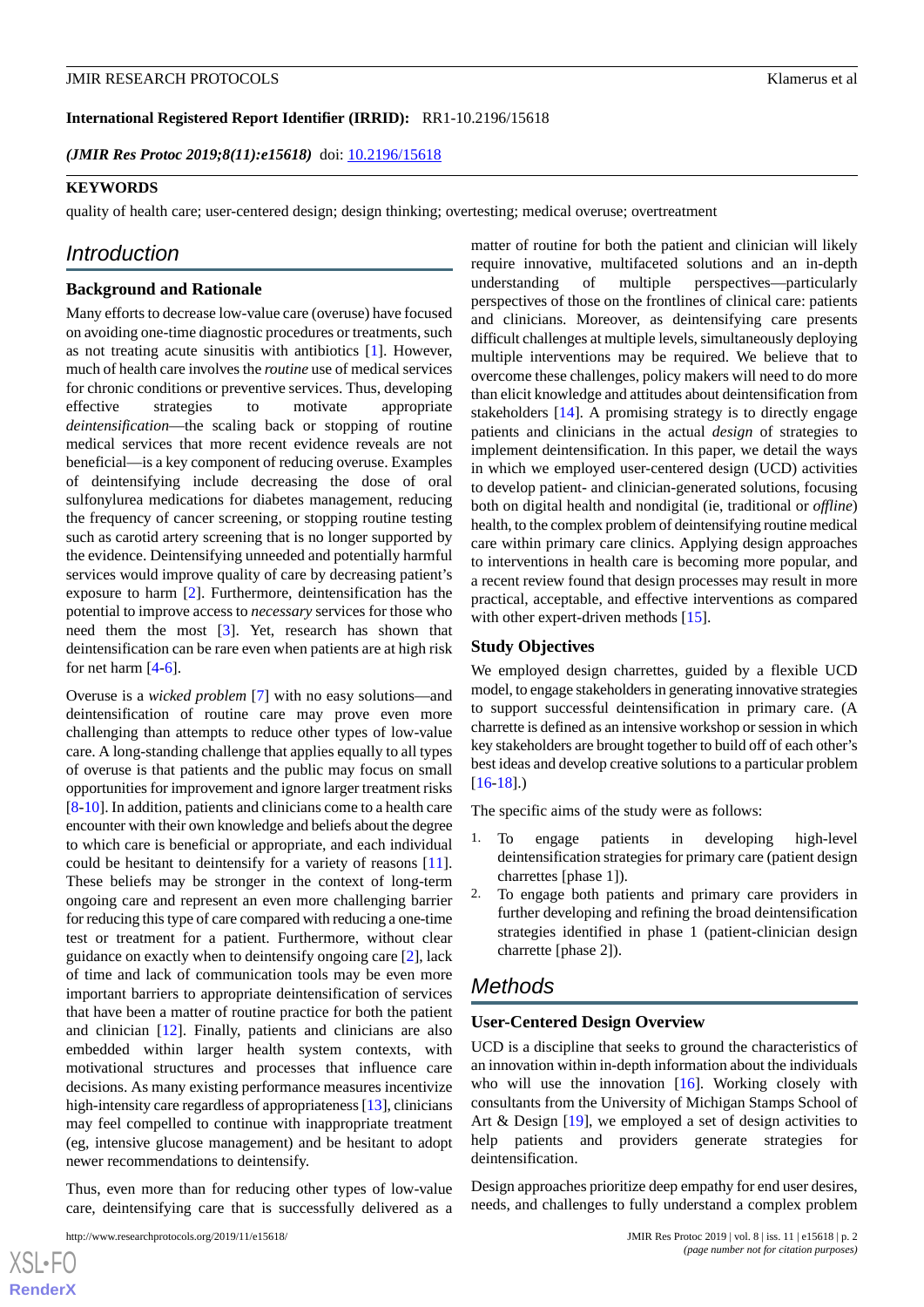**International Registered Report Identifier (IRRID):** RR1-10.2196/15618

*(JMIR Res Protoc 2019;8(11):e15618)* doi: 10.2196/15618

**KEYWORDS**

quality of health care; user-centered design; design thinking; overtesting; medical overuse; overtreatment

## Introduction

### Background and Rationale

Many efforts to decrease low-value care (overuse) have focused on avoiding one-time diagnostic procedures or treatments, such as not treating acute sinusitis with antibiotics [1]. However, much of health care involves the *routine* use of medical services for chronic conditions or preventive services. Thus, developing effective strategies to motivate appropriate *deintensification*—the scaling back or stopping of routine medical services that more recent evidence reveals are not beneficial—is a key component of reducing overuse. Examples of deintensifying include decreasing the dose of oral sulfonylurea medications for diabetes management, reducing the frequency of cancer screening, or stopping routine testing such as carotid artery screening that is no longer supported by the evidence. Deintensifying unneeded and potentially harmful services would improve quality of care by decreasing patient's exposure to harm [2]. Furthermore, deintensification has the potential to improve access to *necessary* services for those who need them the most [3]. Yet, research has shown that deintensification can be rare even when patients are at high risk for net harm [4-6].

Overuse is a *wicked problem* [7] with no easy solutions—and deintensification of routine care may prove even more challenging than attempts to reduce other types of low-value care. A long-standing challenge that applies equally to all types of overuse is that patients and the public may focus on small opportunities for improvement and ignore larger treatment risks [8-10]. In addition, patients and clinicians come to a health care encounter with their own knowledge and beliefs about the degree to which care is beneficial or appropriate, and each individual could be hesitant to deintensify for a variety of reasons [11]. These beliefs may be stronger in the context of long-term ongoing care and represent an even more challenging barrier for reducing this type of care compared with reducing a one-time test or treatment for a patient. Furthermore, without clear guidance on exactly when to deintensify ongoing care [2], lack of time and lack of communication tools may be even more important barriers to appropriate deintensification of services that have been a matter of routine practice for both the patient and clinician [12]. Finally, patients and clinicians are also embedded within larger health system contexts, with motivational structures and processes that influence care decisions. As many existing performance measures incentivize high-intensity care regardless of appropriateness [13], clinicians may feel compelled to continue with inappropriate treatment (eg, intensive glucose management) and be hesitant to adopt newer recommendations to deintensify.

Thus, even more than for reducing other types of low-value care, deintensifying care that is successfully delivered as a matter of routine for both the patient and clinician will likely require innovative, multifaceted solutions and an in-depth understanding of multiple perspectives—particularly perspectives of those on the frontlines of clinical care: patients and clinicians. Moreover, as deintensifying care presents difficult challenges at multiple levels, simultaneously deploying multiple interventions may be required. We believe that to overcome these challenges, policy makers will need to do more than elicit knowledge and attitudes about deintensification from stakeholders [14]. A promising strategy is to directly engage patients and clinicians in the actual *design* of strategies to implement deintensification. In this paper, we detail the ways in which we employed user-centered design (UCD) activities to develop patient- and clinician-generated solutions, focusing both on digital health and nondigital (ie, traditional or *offline*) health, to the complex problem of deintensifying routine medical care within primary care clinics. Applying design approaches to interventions in health care is becoming more popular, and a recent review found that design processes may result in more practical, acceptable, and effective interventions as compared with other expert-driven methods [15].

### Study Objectives

We employed design charrettes, guided by a flexible UCD model, to engage stakeholders in generating innovative strategies to support successful deintensification in primary care. (A charrette is defined as an intensive workshop or session in which key stakeholders are brought together to build off of each other's best ideas and develop creative solutions to a particular problem [16-18].)

The specific aims of the study were as follows:

1. To engage patients in developing high-level deintensification strategies for primary care (patient design charrettes [phase 1]).
2. To engage both patients and primary care providers in further developing and refining the broad deintensification strategies identified in phase 1 (patient-clinician design charrette [phase 2]).

## Methods

### User-Centered Design Overview

UCD is a discipline that seeks to ground the characteristics of an innovation within in-depth information about the individuals who will use the innovation [16]. Working closely with consultants from the University of Michigan Stamps School of Art & Design [19], we employed a set of design activities to help patients and providers generate strategies for deintensification.

Design approaches prioritize deep empathy for end user desires, needs, and challenges to fully understand a complex problem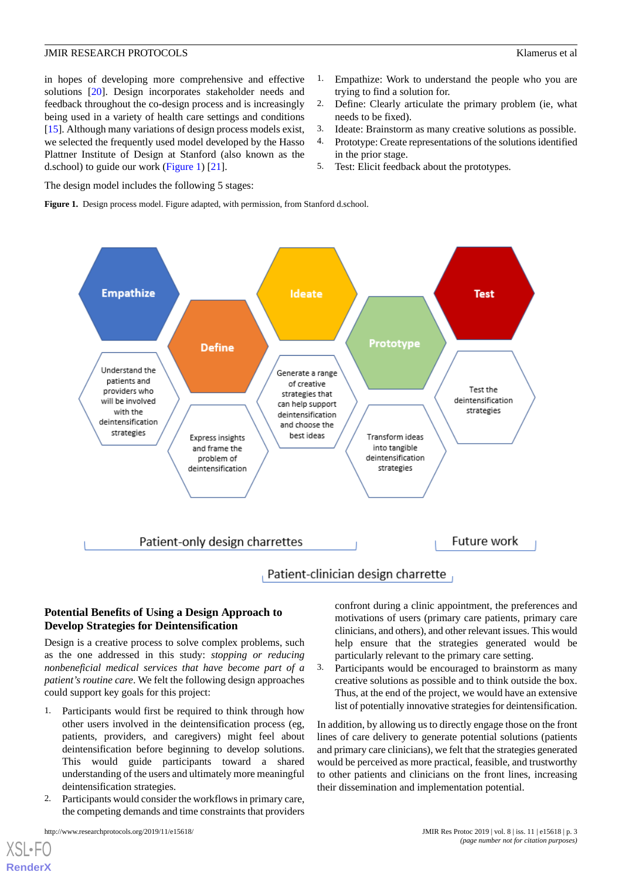in hopes of developing more comprehensive and effective solutions [20]. Design incorporates stakeholder needs and feedback throughout the co-design process and is increasingly being used in a variety of health care settings and conditions [15]. Although many variations of design process models exist, we selected the frequently used model developed by the Hasso Plattner Institute of Design at Stanford (also known as the d.school) to guide our work (Figure 1) [21].

The design model includes the following 5 stages:

1. Empathize: Work to understand the people who you are trying to find a solution for.
2. Define: Clearly articulate the primary problem (ie, what needs to be fixed).
3. Ideate: Brainstorm as many creative solutions as possible.
4. Prototype: Create representations of the solutions identified in the prior stage.
5. Test: Elicit feedback about the prototypes.

**Figure 1.** Design process model. Figure adapted, with permission, from Stanford d.school.

Empathize: Understand the patients and providers who will be involved with the deintensification strategies

Define: Express insights and frame the problem of deintensification

Ideate: Generate a range of creative strategies that can help support deintensification and choose the best ideas

Prototype: Transform ideas into tangible deintensification strategies

Test: Test the deintensification strategies

Patient-only design charrettes

Patient-clinician design charrette

Future work

### Potential Benefits of Using a Design Approach to Develop Strategies for Deintensification

Design is a creative process to solve complex problems, such as the one addressed in this study: *stopping or reducing nonbeneficial medical services that have become part of a patient's routine care*. We felt the following design approaches could support key goals for this project:

1. Participants would first be required to think through how other users involved in the deintensification process (eg, patients, providers, and caregivers) might feel about deintensification before beginning to develop solutions. This would guide participants toward a shared understanding of the users and ultimately more meaningful deintensification strategies.
2. Participants would consider the workflows in primary care, the competing demands and time constraints that providers confront during a clinic appointment, the preferences and motivations of users (primary care patients, primary care clinicians, and others), and other relevant issues. This would help ensure that the strategies generated would be particularly relevant to the primary care setting.
3. Participants would be encouraged to brainstorm as many creative solutions as possible and to think outside the box. Thus, at the end of the project, we would have an extensive list of potentially innovative strategies for deintensification.

In addition, by allowing us to directly engage those on the front lines of care delivery to generate potential solutions (patients and primary care clinicians), we felt that the strategies generated would be perceived as more practical, feasible, and trustworthy to other patients and clinicians on the front lines, increasing their dissemination and implementation potential.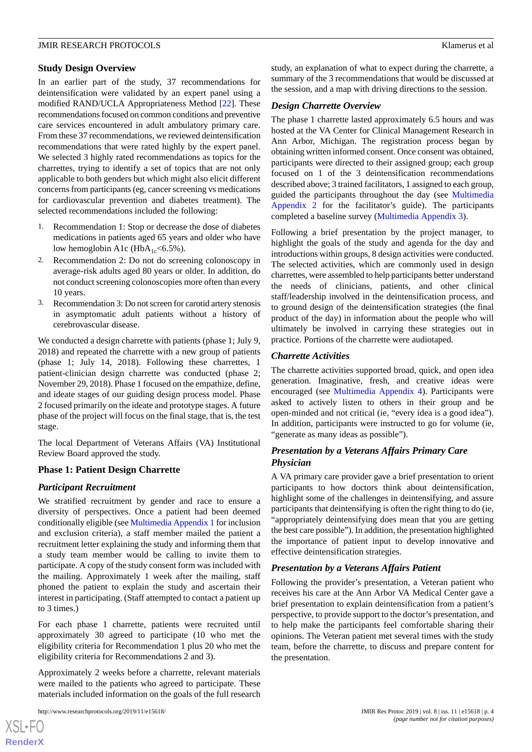## Study Design Overview

In an earlier part of the study, 37 recommendations for deintensification were validated by an expert panel using a modified RAND/UCLA Appropriateness Method [22]. These recommendations focused on common conditions and preventive care services encountered in adult ambulatory primary care. From these 37 recommendations, we reviewed deintensification recommendations that were rated highly by the expert panel. We selected 3 highly rated recommendations as topics for the charrettes, trying to identify a set of topics that are not only applicable to both genders but which might also elicit different concerns from participants (eg, cancer screening vs medications for cardiovascular prevention and diabetes treatment). The selected recommendations included the following:

1. Recommendation 1: Stop or decrease the dose of diabetes medications in patients aged 65 years and older who have low hemoglobin A1c ($HbA_{1c}$<6.5%).
2. Recommendation 2: Do not do screening colonoscopy in average-risk adults aged 80 years or older. In addition, do not conduct screening colonoscopies more often than every 10 years.
3. Recommendation 3: Do not screen for carotid artery stenosis in asymptomatic adult patients without a history of cerebrovascular disease.

We conducted a design charrette with patients (phase 1; July 9, 2018) and repeated the charrette with a new group of patients (phase 1; July 14, 2018). Following these charrettes, 1 patient-clinician design charrette was conducted (phase 2; November 29, 2018). Phase 1 focused on the empathize, define, and ideate stages of our guiding design process model. Phase 2 focused primarily on the ideate and prototype stages. A future phase of the project will focus on the final stage, that is, the test stage.

The local Department of Veterans Affairs (VA) Institutional Review Board approved the study.

## Phase 1: Patient Design Charrette

### Participant Recruitment

We stratified recruitment by gender and race to ensure a diversity of perspectives. Once a patient had been deemed conditionally eligible (see Multimedia Appendix 1 for inclusion and exclusion criteria), a staff member mailed the patient a recruitment letter explaining the study and informing them that a study team member would be calling to invite them to participate. A copy of the study consent form was included with the mailing. Approximately 1 week after the mailing, staff phoned the patient to explain the study and ascertain their interest in participating. (Staff attempted to contact a patient up to 3 times.)

For each phase 1 charrette, patients were recruited until approximately 30 agreed to participate (10 who met the eligibility criteria for Recommendation 1 plus 20 who met the eligibility criteria for Recommendations 2 and 3).

Approximately 2 weeks before a charrette, relevant materials were mailed to the patients who agreed to participate. These materials included information on the goals of the full research study, an explanation of what to expect during the charrette, a summary of the 3 recommendations that would be discussed at the session, and a map with driving directions to the session.

### Design Charrette Overview

The phase 1 charrette lasted approximately 6.5 hours and was hosted at the VA Center for Clinical Management Research in Ann Arbor, Michigan. The registration process began by obtaining written informed consent. Once consent was obtained, participants were directed to their assigned group; each group focused on 1 of the 3 deintensification recommendations described above; 3 trained facilitators, 1 assigned to each group, guided the participants throughout the day (see Multimedia Appendix 2 for the facilitator's guide). The participants completed a baseline survey (Multimedia Appendix 3).

Following a brief presentation by the project manager, to highlight the goals of the study and agenda for the day and introductions within groups, 8 design activities were conducted. The selected activities, which are commonly used in design charrettes, were assembled to help participants better understand the needs of clinicians, patients, and other clinical staff/leadership involved in the deintensification process, and to ground design of the deintensification strategies (the final product of the day) in information about the people who will ultimately be involved in carrying these strategies out in practice. Portions of the charrette were audiotaped.

### Charrette Activities

The charrette activities supported broad, quick, and open idea generation. Imaginative, fresh, and creative ideas were encouraged (see Multimedia Appendix 4). Participants were asked to actively listen to others in their group and be open-minded and not critical (ie, "every idea is a good idea"). In addition, participants were instructed to go for volume (ie, "generate as many ideas as possible").

### Presentation by a Veterans Affairs Primary Care Physician

A VA primary care provider gave a brief presentation to orient participants to how doctors think about deintensification, highlight some of the challenges in deintensifying, and assure participants that deintensifying is often the right thing to do (ie, "appropriately deintensifying does mean that you are getting the best care possible"). In addition, the presentation highlighted the importance of patient input to develop innovative and effective deintensification strategies.

### Presentation by a Veterans Affairs Patient

Following the provider's presentation, a Veteran patient who receives his care at the Ann Arbor VA Medical Center gave a brief presentation to explain deintensification from a patient's perspective, to provide support to the doctor's presentation, and to help make the participants feel comfortable sharing their opinions. The Veteran patient met several times with the study team, before the charrette, to discuss and prepare content for the presentation.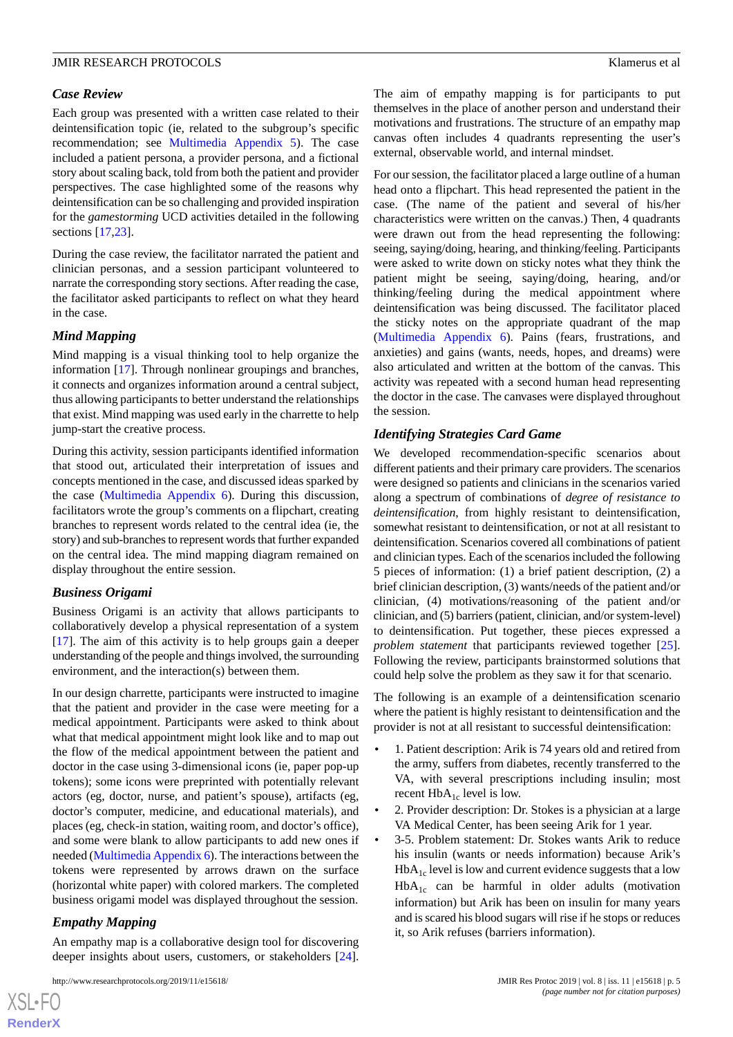### Case Review

Each group was presented with a written case related to their deintensification topic (ie, related to the subgroup's specific recommendation; see Multimedia Appendix 5). The case included a patient persona, a provider persona, and a fictional story about scaling back, told from both the patient and provider perspectives. The case highlighted some of the reasons why deintensification can be so challenging and provided inspiration for the *gamestorming* UCD activities detailed in the following sections [17,23].

During the case review, the facilitator narrated the patient and clinician personas, and a session participant volunteered to narrate the corresponding story sections. After reading the case, the facilitator asked participants to reflect on what they heard in the case.

### Mind Mapping

Mind mapping is a visual thinking tool to help organize the information [17]. Through nonlinear groupings and branches, it connects and organizes information around a central subject, thus allowing participants to better understand the relationships that exist. Mind mapping was used early in the charrette to help jump-start the creative process.

During this activity, session participants identified information that stood out, articulated their interpretation of issues and concepts mentioned in the case, and discussed ideas sparked by the case (Multimedia Appendix 6). During this discussion, facilitators wrote the group's comments on a flipchart, creating branches to represent words related to the central idea (ie, the story) and sub-branches to represent words that further expanded on the central idea. The mind mapping diagram remained on display throughout the entire session.

### Business Origami

Business Origami is an activity that allows participants to collaboratively develop a physical representation of a system [17]. The aim of this activity is to help groups gain a deeper understanding of the people and things involved, the surrounding environment, and the interaction(s) between them.

In our design charrette, participants were instructed to imagine that the patient and provider in the case were meeting for a medical appointment. Participants were asked to think about what that medical appointment might look like and to map out the flow of the medical appointment between the patient and doctor in the case using 3-dimensional icons (ie, paper pop-up tokens); some icons were preprinted with potentially relevant actors (eg, doctor, nurse, and patient's spouse), artifacts (eg, doctor's computer, medicine, and educational materials), and places (eg, check-in station, waiting room, and doctor's office), and some were blank to allow participants to add new ones if needed (Multimedia Appendix 6). The interactions between the tokens were represented by arrows drawn on the surface (horizontal white paper) with colored markers. The completed business origami model was displayed throughout the session.

### Empathy Mapping

An empathy map is a collaborative design tool for discovering deeper insights about users, customers, or stakeholders [24]. The aim of empathy mapping is for participants to put themselves in the place of another person and understand their motivations and frustrations. The structure of an empathy map canvas often includes 4 quadrants representing the user's external, observable world, and internal mindset.

For our session, the facilitator placed a large outline of a human head onto a flipchart. This head represented the patient in the case. (The name of the patient and several of his/her characteristics were written on the canvas.) Then, 4 quadrants were drawn out from the head representing the following: seeing, saying/doing, hearing, and thinking/feeling. Participants were asked to write down on sticky notes what they think the patient might be seeing, saying/doing, hearing, and/or thinking/feeling during the medical appointment where deintensification was being discussed. The facilitator placed the sticky notes on the appropriate quadrant of the map (Multimedia Appendix 6). Pains (fears, frustrations, and anxieties) and gains (wants, needs, hopes, and dreams) were also articulated and written at the bottom of the canvas. This activity was repeated with a second human head representing the doctor in the case. The canvases were displayed throughout the session.

### Identifying Strategies Card Game

We developed recommendation-specific scenarios about different patients and their primary care providers. The scenarios were designed so patients and clinicians in the scenarios varied along a spectrum of combinations of *degree of resistance to deintensification*, from highly resistant to deintensification, somewhat resistant to deintensification, or not at all resistant to deintensification. Scenarios covered all combinations of patient and clinician types. Each of the scenarios included the following 5 pieces of information: (1) a brief patient description, (2) a brief clinician description, (3) wants/needs of the patient and/or clinician, (4) motivations/reasoning of the patient and/or clinician, and (5) barriers (patient, clinician, and/or system-level) to deintensification. Put together, these pieces expressed a *problem statement* that participants reviewed together [25]. Following the review, participants brainstormed solutions that could help solve the problem as they saw it for that scenario.

The following is an example of a deintensification scenario where the patient is highly resistant to deintensification and the provider is not at all resistant to successful deintensification:

- 1. Patient description: Arik is 74 years old and retired from the army, suffers from diabetes, recently transferred to the VA, with several prescriptions including insulin; most recent $HbA_{1c}$ level is low.
- 2. Provider description: Dr. Stokes is a physician at a large VA Medical Center, has been seeing Arik for 1 year.
- 3-5. Problem statement: Dr. Stokes wants Arik to reduce his insulin (wants or needs information) because Arik's $HbA_{1c}$ level is low and current evidence suggests that a low $HbA_{1c}$ can be harmful in older adults (motivation information) but Arik has been on insulin for many years and is scared his blood sugars will rise if he stops or reduces it, so Arik refuses (barriers information).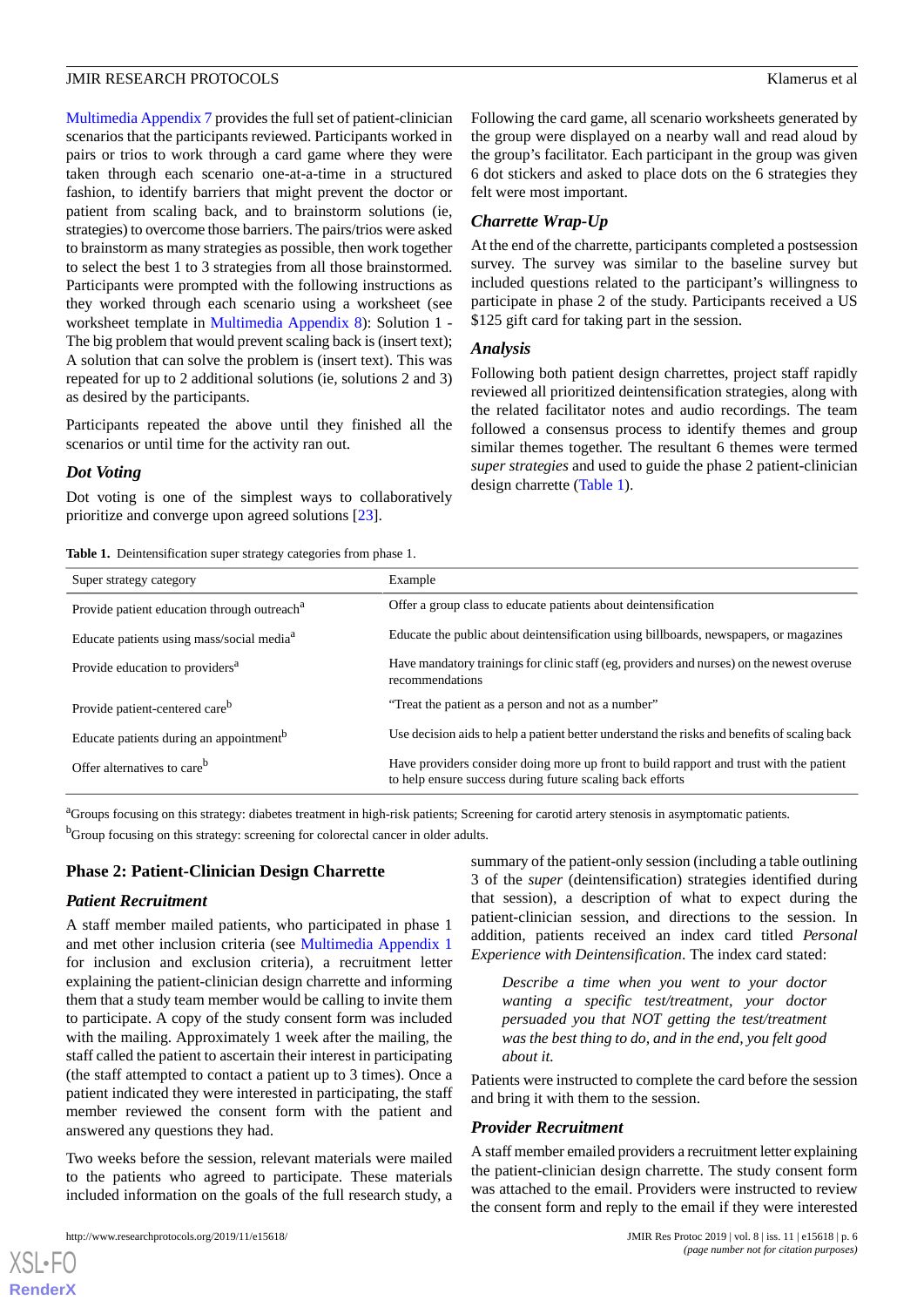Multimedia Appendix 7 provides the full set of patient-clinician scenarios that the participants reviewed. Participants worked in pairs or trios to work through a card game where they were taken through each scenario one-at-a-time in a structured fashion, to identify barriers that might prevent the doctor or patient from scaling back, and to brainstorm solutions (ie, strategies) to overcome those barriers. The pairs/trios were asked to brainstorm as many strategies as possible, then work together to select the best 1 to 3 strategies from all those brainstormed. Participants were prompted with the following instructions as they worked through each scenario using a worksheet (see worksheet template in Multimedia Appendix 8): Solution 1 - The big problem that would prevent scaling back is (insert text); A solution that can solve the problem is (insert text). This was repeated for up to 2 additional solutions (ie, solutions 2 and 3) as desired by the participants.

Participants repeated the above until they finished all the scenarios or until time for the activity ran out.

### Dot Voting

Dot voting is one of the simplest ways to collaboratively prioritize and converge upon agreed solutions [23].

Following the card game, all scenario worksheets generated by the group were displayed on a nearby wall and read aloud by the group's facilitator. Each participant in the group was given 6 dot stickers and asked to place dots on the 6 strategies they felt were most important.

### Charrette Wrap-Up

At the end of the charrette, participants completed a postsession survey. The survey was similar to the baseline survey but included questions related to the participant's willingness to participate in phase 2 of the study. Participants received a US $125 gift card for taking part in the session.

### Analysis

Following both patient design charrettes, project staff rapidly reviewed all prioritized deintensification strategies, along with the related facilitator notes and audio recordings. The team followed a consensus process to identify themes and group similar themes together. The resultant 6 themes were termed *super strategies* and used to guide the phase 2 patient-clinician design charrette (Table 1).

**Table 1.** Deintensification super strategy categories from phase 1.

| Super strategy category | Example |
|---|---|
| Provide patient education through outreach[a] | Offer a group class to educate patients about deintensification |
| Educate patients using mass/social media[a] | Educate the public about deintensification using billboards, newspapers, or magazines |
| Provide education to providers[a] | Have mandatory trainings for clinic staff (eg, providers and nurses) on the newest overuse recommendations |
| Provide patient-centered care[b] | "Treat the patient as a person and not as a number" |
| Educate patients during an appointment[b] | Use decision aids to help a patient better understand the risks and benefits of scaling back |
| Offer alternatives to care[b] | Have providers consider doing more up front to build rapport and trust with the patient to help ensure success during future scaling back efforts |

[a]Groups focusing on this strategy: diabetes treatment in high-risk patients; Screening for carotid artery stenosis in asymptomatic patients.

[b]Group focusing on this strategy: screening for colorectal cancer in older adults.

## Phase 2: Patient-Clinician Design Charrette

### Patient Recruitment

A staff member mailed patients, who participated in phase 1 and met other inclusion criteria (see Multimedia Appendix 1 for inclusion and exclusion criteria), a recruitment letter explaining the patient-clinician design charrette and informing them that a study team member would be calling to invite them to participate. A copy of the study consent form was included with the mailing. Approximately 1 week after the mailing, the staff called the patient to ascertain their interest in participating (the staff attempted to contact a patient up to 3 times). Once a patient indicated they were interested in participating, the staff member reviewed the consent form with the patient and answered any questions they had.

Two weeks before the session, relevant materials were mailed to the patients who agreed to participate. These materials included information on the goals of the full research study, a summary of the patient-only session (including a table outlining 3 of the *super* (deintensification) strategies identified during that session), a description of what to expect during the patient-clinician session, and directions to the session. In addition, patients received an index card titled *Personal Experience with Deintensification*. The index card stated:

> *Describe a time when you went to your doctor wanting a specific test/treatment, your doctor persuaded you that NOT getting the test/treatment was the best thing to do, and in the end, you felt good about it.*

Patients were instructed to complete the card before the session and bring it with them to the session.

### Provider Recruitment

A staff member emailed providers a recruitment letter explaining the patient-clinician design charrette. The study consent form was attached to the email. Providers were instructed to review the consent form and reply to the email if they were interested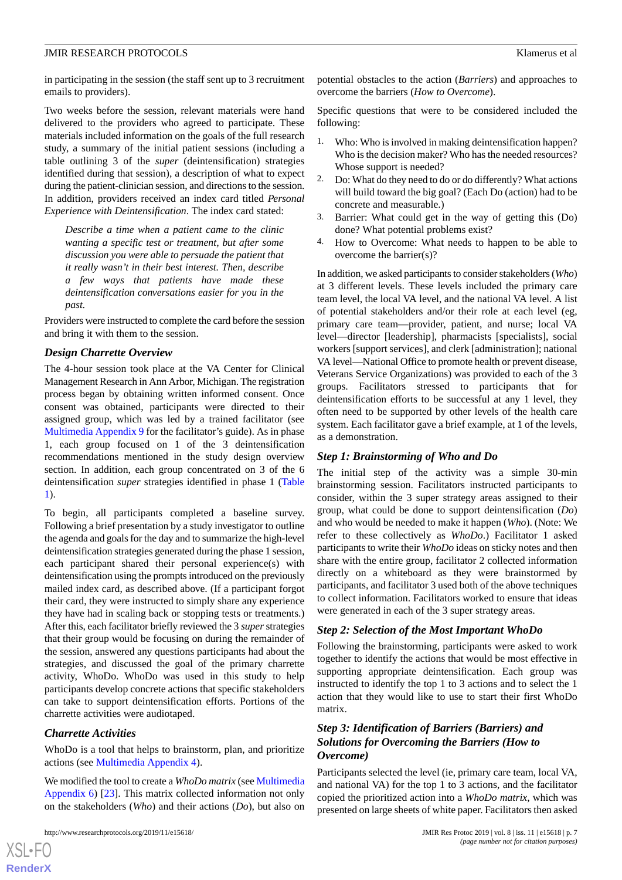in participating in the session (the staff sent up to 3 recruitment emails to providers).

Two weeks before the session, relevant materials were hand delivered to the providers who agreed to participate. These materials included information on the goals of the full research study, a summary of the initial patient sessions (including a table outlining 3 of the *super* (deintensification) strategies identified during that session), a description of what to expect during the patient-clinician session, and directions to the session. In addition, providers received an index card titled *Personal Experience with Deintensification*. The index card stated:

> *Describe a time when a patient came to the clinic wanting a specific test or treatment, but after some discussion you were able to persuade the patient that it really wasn't in their best interest. Then, describe a few ways that patients have made these deintensification conversations easier for you in the past.*

Providers were instructed to complete the card before the session and bring it with them to the session.

### Design Charrette Overview

The 4-hour session took place at the VA Center for Clinical Management Research in Ann Arbor, Michigan. The registration process began by obtaining written informed consent. Once consent was obtained, participants were directed to their assigned group, which was led by a trained facilitator (see Multimedia Appendix 9 for the facilitator's guide). As in phase 1, each group focused on 1 of the 3 deintensification recommendations mentioned in the study design overview section. In addition, each group concentrated on 3 of the 6 deintensification *super* strategies identified in phase 1 (Table 1).

To begin, all participants completed a baseline survey. Following a brief presentation by a study investigator to outline the agenda and goals for the day and to summarize the high-level deintensification strategies generated during the phase 1 session, each participant shared their personal experience(s) with deintensification using the prompts introduced on the previously mailed index card, as described above. (If a participant forgot their card, they were instructed to simply share any experience they have had in scaling back or stopping tests or treatments.) After this, each facilitator briefly reviewed the 3 *super* strategies that their group would be focusing on during the remainder of the session, answered any questions participants had about the strategies, and discussed the goal of the primary charrette activity, WhoDo. WhoDo was used in this study to help participants develop concrete actions that specific stakeholders can take to support deintensification efforts. Portions of the charrette activities were audiotaped.

### Charrette Activities

WhoDo is a tool that helps to brainstorm, plan, and prioritize actions (see Multimedia Appendix 4).

We modified the tool to create a *WhoDo matrix* (see Multimedia Appendix 6) [23]. This matrix collected information not only on the stakeholders (*Who*) and their actions (*Do*), but also on potential obstacles to the action (*Barriers*) and approaches to overcome the barriers (*How to Overcome*).

Specific questions that were to be considered included the following:

1. Who: Who is involved in making deintensification happen? Who is the decision maker? Who has the needed resources? Whose support is needed?
2. Do: What do they need to do or do differently? What actions will build toward the big goal? (Each Do (action) had to be concrete and measurable.)
3. Barrier: What could get in the way of getting this (Do) done? What potential problems exist?
4. How to Overcome: What needs to happen to be able to overcome the barrier(s)?

In addition, we asked participants to consider stakeholders (*Who*) at 3 different levels. These levels included the primary care team level, the local VA level, and the national VA level. A list of potential stakeholders and/or their role at each level (eg, primary care team—provider, patient, and nurse; local VA level—director [leadership], pharmacists [specialists], social workers [support services], and clerk [administration]; national VA level—National Office to promote health or prevent disease, Veterans Service Organizations) was provided to each of the 3 groups. Facilitators stressed to participants that for deintensification efforts to be successful at any 1 level, they often need to be supported by other levels of the health care system. Each facilitator gave a brief example, at 1 of the levels, as a demonstration.

### Step 1: Brainstorming of Who and Do

The initial step of the activity was a simple 30-min brainstorming session. Facilitators instructed participants to consider, within the 3 super strategy areas assigned to their group, what could be done to support deintensification (*Do*) and who would be needed to make it happen (*Who*). (Note: We refer to these collectively as *WhoDo*.) Facilitator 1 asked participants to write their *WhoDo* ideas on sticky notes and then share with the entire group, facilitator 2 collected information directly on a whiteboard as they were brainstormed by participants, and facilitator 3 used both of the above techniques to collect information. Facilitators worked to ensure that ideas were generated in each of the 3 super strategy areas.

### Step 2: Selection of the Most Important WhoDo

Following the brainstorming, participants were asked to work together to identify the actions that would be most effective in supporting appropriate deintensification. Each group was instructed to identify the top 1 to 3 actions and to select the 1 action that they would like to use to start their first WhoDo matrix.

### Step 3: Identification of Barriers (Barriers) and Solutions for Overcoming the Barriers (How to Overcome)

Participants selected the level (ie, primary care team, local VA, and national VA) for the top 1 to 3 actions, and the facilitator copied the prioritized action into a *WhoDo matrix*, which was presented on large sheets of white paper. Facilitators then asked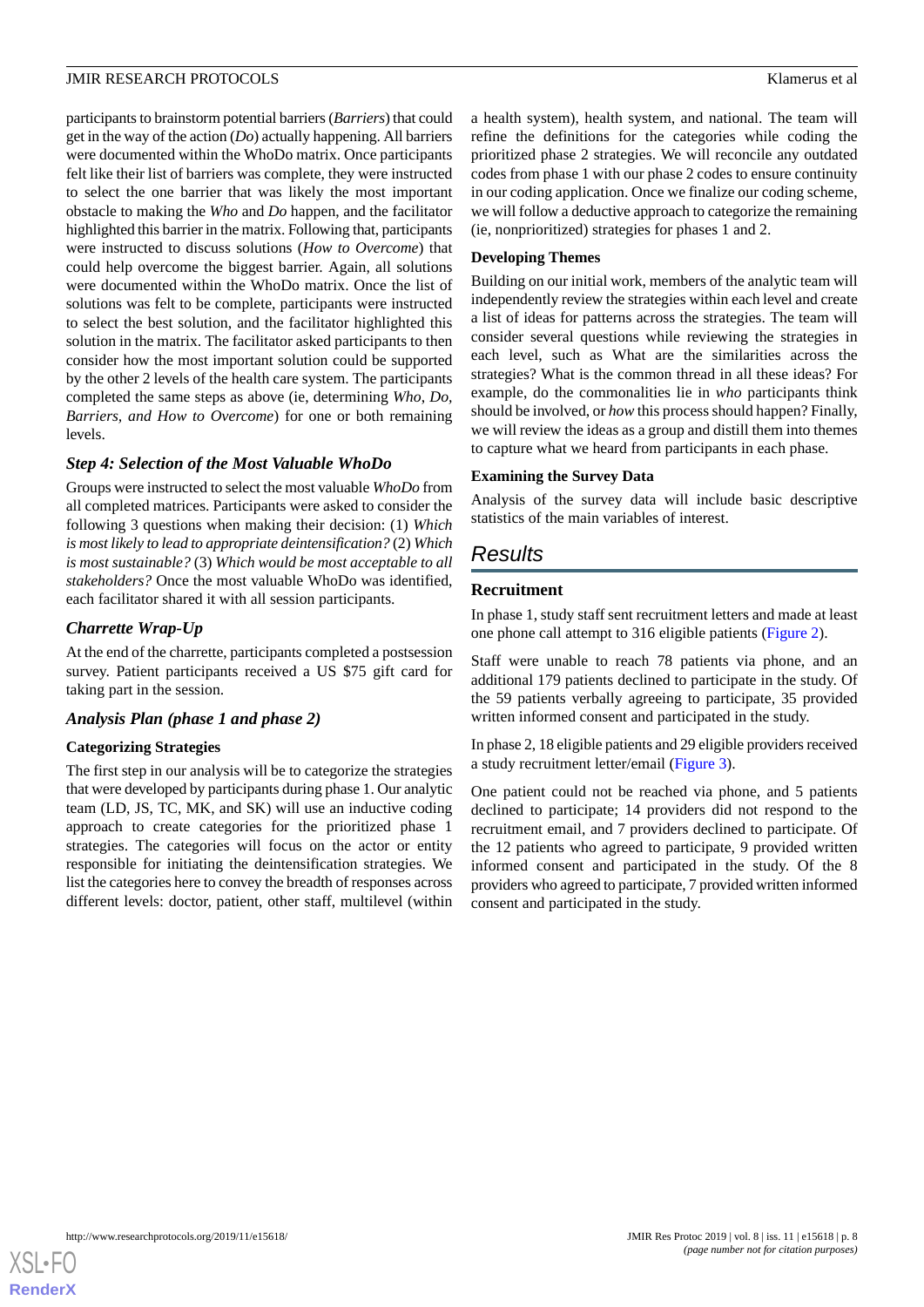participants to brainstorm potential barriers (*Barriers*) that could get in the way of the action (*Do*) actually happening. All barriers were documented within the WhoDo matrix. Once participants felt like their list of barriers was complete, they were instructed to select the one barrier that was likely the most important obstacle to making the *Who* and *Do* happen, and the facilitator highlighted this barrier in the matrix. Following that, participants were instructed to discuss solutions (*How to Overcome*) that could help overcome the biggest barrier. Again, all solutions were documented within the WhoDo matrix. Once the list of solutions was felt to be complete, participants were instructed to select the best solution, and the facilitator highlighted this solution in the matrix. The facilitator asked participants to then consider how the most important solution could be supported by the other 2 levels of the health care system. The participants completed the same steps as above (ie, determining *Who*, *Do*, *Barriers, and How to Overcome*) for one or both remaining levels.

### Step 4: Selection of the Most Valuable WhoDo

Groups were instructed to select the most valuable *WhoDo* from all completed matrices. Participants were asked to consider the following 3 questions when making their decision: (1) *Which is most likely to lead to appropriate deintensification?* (2) *Which is most sustainable?* (3) *Which would be most acceptable to all stakeholders?* Once the most valuable WhoDo was identified, each facilitator shared it with all session participants.

### Charrette Wrap-Up

At the end of the charrette, participants completed a postsession survey. Patient participants received a US $75 gift card for taking part in the session.

### Analysis Plan (phase 1 and phase 2)

#### Categorizing Strategies

The first step in our analysis will be to categorize the strategies that were developed by participants during phase 1. Our analytic team (LD, JS, TC, MK, and SK) will use an inductive coding approach to create categories for the prioritized phase 1 strategies. The categories will focus on the actor or entity responsible for initiating the deintensification strategies. We list the categories here to convey the breadth of responses across different levels: doctor, patient, other staff, multilevel (within a health system), health system, and national. The team will refine the definitions for the categories while coding the prioritized phase 2 strategies. We will reconcile any outdated codes from phase 1 with our phase 2 codes to ensure continuity in our coding application. Once we finalize our coding scheme, we will follow a deductive approach to categorize the remaining (ie, nonprioritized) strategies for phases 1 and 2.

#### Developing Themes

Building on our initial work, members of the analytic team will independently review the strategies within each level and create a list of ideas for patterns across the strategies. The team will consider several questions while reviewing the strategies in each level, such as What are the similarities across the strategies? What is the common thread in all these ideas? For example, do the commonalities lie in *who* participants think should be involved, or *how* this process should happen? Finally, we will review the ideas as a group and distill them into themes to capture what we heard from participants in each phase.

#### Examining the Survey Data

Analysis of the survey data will include basic descriptive statistics of the main variables of interest.

## Results

### Recruitment

In phase 1, study staff sent recruitment letters and made at least one phone call attempt to 316 eligible patients (Figure 2).

Staff were unable to reach 78 patients via phone, and an additional 179 patients declined to participate in the study. Of the 59 patients verbally agreeing to participate, 35 provided written informed consent and participated in the study.

In phase 2, 18 eligible patients and 29 eligible providers received a study recruitment letter/email (Figure 3).

One patient could not be reached via phone, and 5 patients declined to participate; 14 providers did not respond to the recruitment email, and 7 providers declined to participate. Of the 12 patients who agreed to participate, 9 provided written informed consent and participated in the study. Of the 8 providers who agreed to participate, 7 provided written informed consent and participated in the study.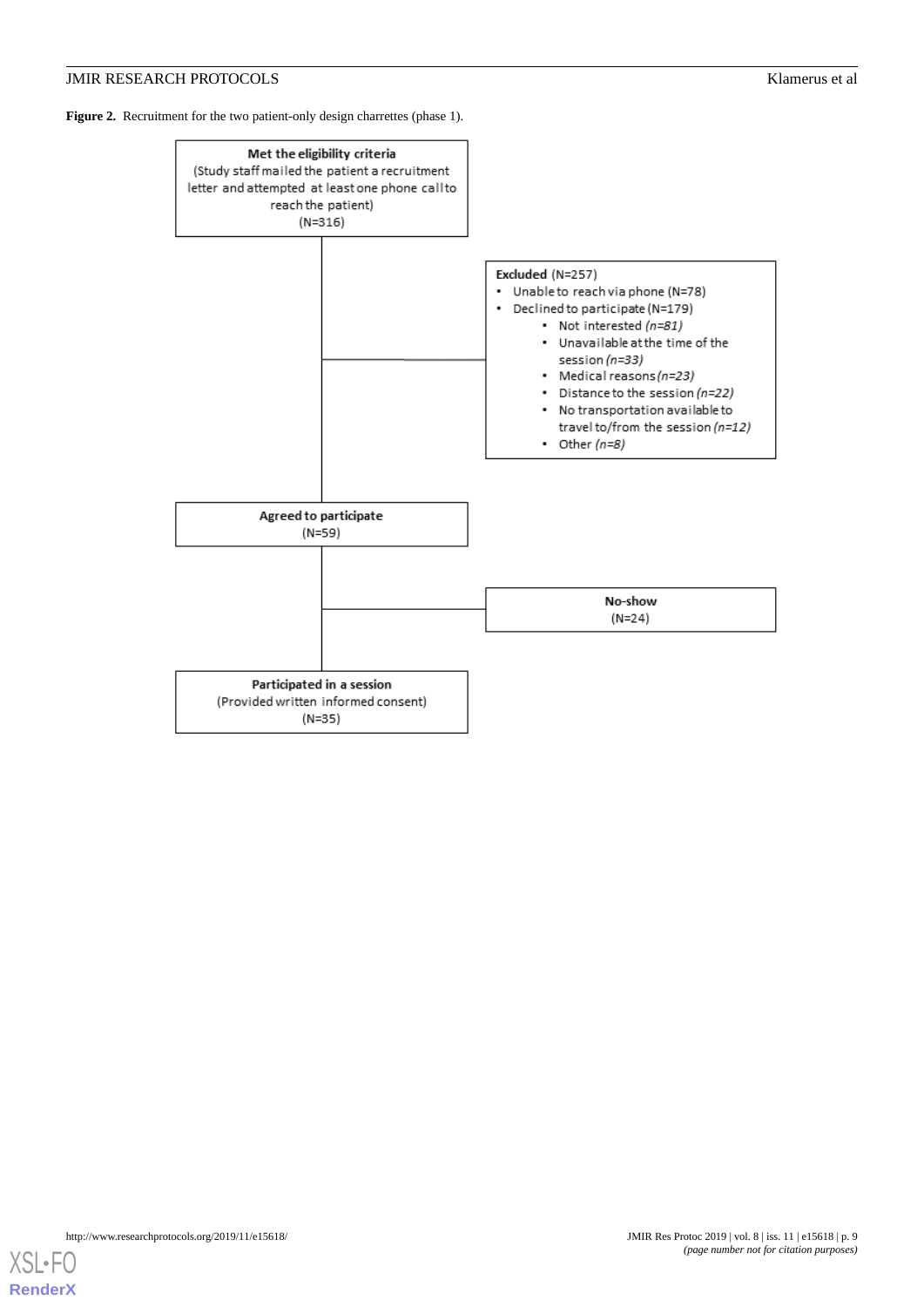**Figure 2.** Recruitment for the two patient-only design charrettes (phase 1).

**Met the eligibility criteria**
(Study staff mailed the patient a recruitment letter and attempted at least one phone call to reach the patient)
(N=316)

**Excluded** (N=257)

- Unable to reach via phone (N=78)
- Declined to participate (N=179)
    - Not interested *(n=81)*
    - Unavailable at the time of the session *(n=33)*
    - Medical reasons *(n=23)*
    - Distance to the session *(n=22)*
    - No transportation available to travel to/from the session *(n=12)*
    - Other *(n=8)*

**Agreed to participate**
(N=59)

**No-show**
(N=24)

**Participated in a session**
(Provided written informed consent)
(N=35)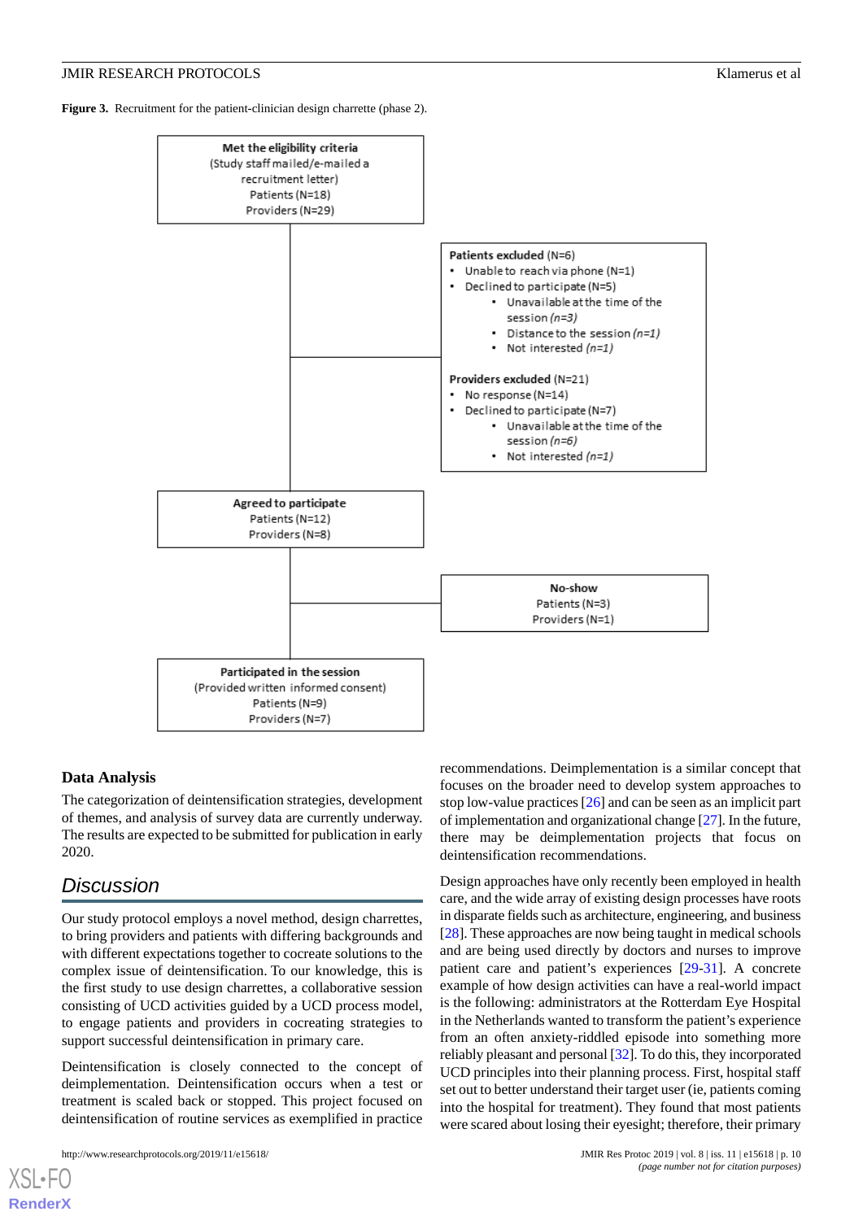**Figure 3.** Recruitment for the patient-clinician design charrette (phase 2).

**Met the eligibility criteria**
(Study staff mailed/e-mailed a recruitment letter)
Patients (N=18)
Providers (N=29)

**Patients excluded** (N=6)
- Unable to reach via phone (N=1)
- Declined to participate (N=5)
    - Unavailable at the time of the session *(n=3)*
    - Distance to the session *(n=1)*
    - Not interested *(n=1)*

**Providers excluded** (N=21)
- No response (N=14)
- Declined to participate (N=7)
    - Unavailable at the time of the session *(n=6)*
    - Not interested *(n=1)*

**Agreed to participate**
Patients (N=12)
Providers (N=8)

**No-show**
Patients (N=3)
Providers (N=1)

**Participated in the session**
(Provided written informed consent)
Patients (N=9)
Providers (N=7)

### Data Analysis

The categorization of deintensification strategies, development of themes, and analysis of survey data are currently underway. The results are expected to be submitted for publication in early 2020.

## Discussion

Our study protocol employs a novel method, design charrettes, to bring providers and patients with differing backgrounds and with different expectations together to cocreate solutions to the complex issue of deintensification. To our knowledge, this is the first study to use design charrettes, a collaborative session consisting of UCD activities guided by a UCD process model, to engage patients and providers in cocreating strategies to support successful deintensification in primary care.

Deintensification is closely connected to the concept of deimplementation. Deintensification occurs when a test or treatment is scaled back or stopped. This project focused on deintensification of routine services as exemplified in practice recommendations. Deimplementation is a similar concept that focuses on the broader need to develop system approaches to stop low-value practices [26] and can be seen as an implicit part of implementation and organizational change [27]. In the future, there may be deimplementation projects that focus on deintensification recommendations.

Design approaches have only recently been employed in health care, and the wide array of existing design processes have roots in disparate fields such as architecture, engineering, and business [28]. These approaches are now being taught in medical schools and are being used directly by doctors and nurses to improve patient care and patient's experiences [29-31]. A concrete example of how design activities can have a real-world impact is the following: administrators at the Rotterdam Eye Hospital in the Netherlands wanted to transform the patient's experience from an often anxiety-riddled episode into something more reliably pleasant and personal [32]. To do this, they incorporated UCD principles into their planning process. First, hospital staff set out to better understand their target user (ie, patients coming into the hospital for treatment). They found that most patients were scared about losing their eyesight; therefore, their primary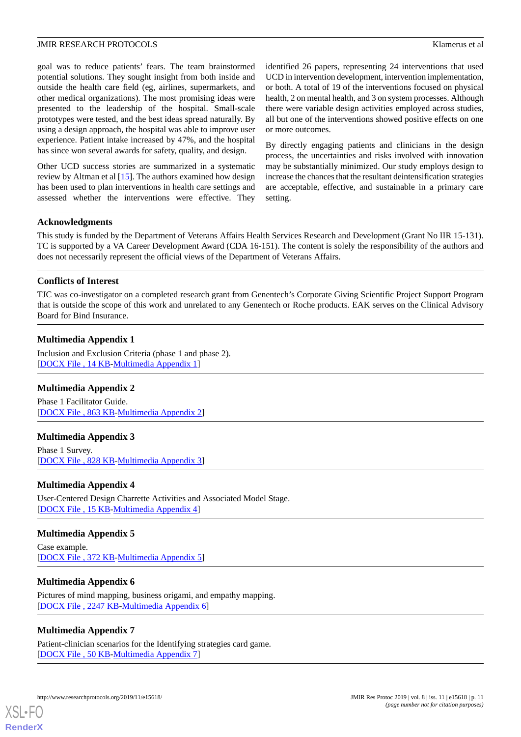goal was to reduce patients' fears. The team brainstormed potential solutions. They sought insight from both inside and outside the health care field (eg, airlines, supermarkets, and other medical organizations). The most promising ideas were presented to the leadership of the hospital. Small-scale prototypes were tested, and the best ideas spread naturally. By using a design approach, the hospital was able to improve user experience. Patient intake increased by 47%, and the hospital has since won several awards for safety, quality, and design.

Other UCD success stories are summarized in a systematic review by Altman et al [15]. The authors examined how design has been used to plan interventions in health care settings and assessed whether the interventions were effective. They identified 26 papers, representing 24 interventions that used UCD in intervention development, intervention implementation, or both. A total of 19 of the interventions focused on physical health, 2 on mental health, and 3 on system processes. Although there were variable design activities employed across studies, all but one of the interventions showed positive effects on one or more outcomes.

By directly engaging patients and clinicians in the design process, the uncertainties and risks involved with innovation may be substantially minimized. Our study employs design to increase the chances that the resultant deintensification strategies are acceptable, effective, and sustainable in a primary care setting.

## Acknowledgments

This study is funded by the Department of Veterans Affairs Health Services Research and Development (Grant No IIR 15-131). TC is supported by a VA Career Development Award (CDA 16-151). The content is solely the responsibility of the authors and does not necessarily represent the official views of the Department of Veterans Affairs.

## Conflicts of Interest

TJC was co-investigator on a completed research grant from Genentech's Corporate Giving Scientific Project Support Program that is outside the scope of this work and unrelated to any Genentech or Roche products. EAK serves on the Clinical Advisory Board for Bind Insurance.

## Multimedia Appendix 1

Inclusion and Exclusion Criteria (phase 1 and phase 2).
[DOCX File , 14 KB-Multimedia Appendix 1]

## Multimedia Appendix 2

Phase 1 Facilitator Guide.
[DOCX File , 863 KB-Multimedia Appendix 2]

## Multimedia Appendix 3

Phase 1 Survey.
[DOCX File , 828 KB-Multimedia Appendix 3]

## Multimedia Appendix 4

User-Centered Design Charrette Activities and Associated Model Stage.
[DOCX File , 15 KB-Multimedia Appendix 4]

## Multimedia Appendix 5

Case example.
[DOCX File , 372 KB-Multimedia Appendix 5]

## Multimedia Appendix 6

Pictures of mind mapping, business origami, and empathy mapping.
[DOCX File , 2247 KB-Multimedia Appendix 6]

## Multimedia Appendix 7

Patient-clinician scenarios for the Identifying strategies card game.
[DOCX File , 50 KB-Multimedia Appendix 7]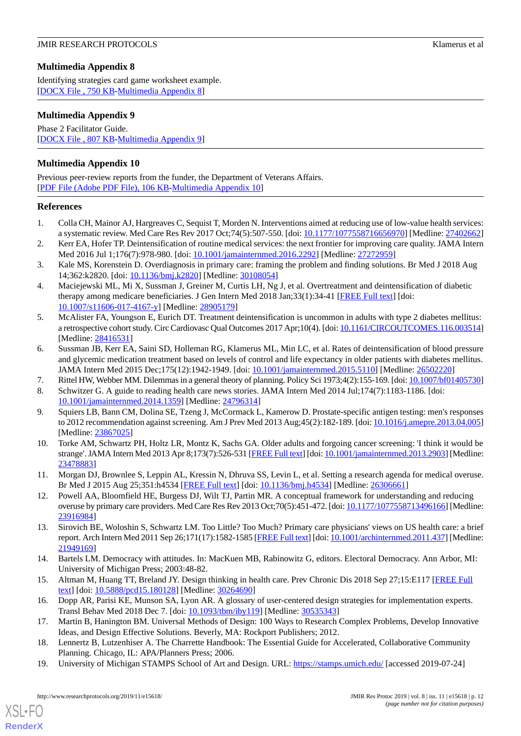## Multimedia Appendix 8

Identifying strategies card game worksheet example.
[DOCX File , 750 KB-Multimedia Appendix 8]

## Multimedia Appendix 9

Phase 2 Facilitator Guide.
[DOCX File , 807 KB-Multimedia Appendix 9]

## Multimedia Appendix 10

Previous peer-review reports from the funder, the Department of Veterans Affairs.
[PDF File (Adobe PDF File), 106 KB-Multimedia Appendix 10]

## References

1. Colla CH, Mainor AJ, Hargreaves C, Sequist T, Morden N. Interventions aimed at reducing use of low-value health services: a systematic review. Med Care Res Rev 2017 Oct;74(5):507-550. [doi: 10.1177/1077558716656970] [Medline: 27402662]
2. Kerr EA, Hofer TP. Deintensification of routine medical services: the next frontier for improving care quality. JAMA Intern Med 2016 Jul 1;176(7):978-980. [doi: 10.1001/jamainternmed.2016.2292] [Medline: 27272959]
3. Kale MS, Korenstein D. Overdiagnosis in primary care: framing the problem and finding solutions. Br Med J 2018 Aug 14;362:k2820. [doi: 10.1136/bmj.k2820] [Medline: 30108054]
4. Maciejewski ML, Mi X, Sussman J, Greiner M, Curtis LH, Ng J, et al. Overtreatment and deintensification of diabetic therapy among medicare beneficiaries. J Gen Intern Med 2018 Jan;33(1):34-41 [FREE Full text] [doi: 10.1007/s11606-017-4167-y] [Medline: 28905179]
5. McAlister FA, Youngson E, Eurich DT. Treatment deintensification is uncommon in adults with type 2 diabetes mellitus: a retrospective cohort study. Circ Cardiovasc Qual Outcomes 2017 Apr;10(4). [doi: 10.1161/CIRCOUTCOMES.116.003514] [Medline: 28416531]
6. Sussman JB, Kerr EA, Saini SD, Holleman RG, Klamerus ML, Min LC, et al. Rates of deintensification of blood pressure and glycemic medication treatment based on levels of control and life expectancy in older patients with diabetes mellitus. JAMA Intern Med 2015 Dec;175(12):1942-1949. [doi: 10.1001/jamainternmed.2015.5110] [Medline: 26502220]
7. Rittel HW, Webber MM. Dilemmas in a general theory of planning. Policy Sci 1973;4(2):155-169. [doi: 10.1007/bf01405730]
8. Schwitzer G. A guide to reading health care news stories. JAMA Intern Med 2014 Jul;174(7):1183-1186. [doi: 10.1001/jamainternmed.2014.1359] [Medline: 24796314]
9. Squiers LB, Bann CM, Dolina SE, Tzeng J, McCormack L, Kamerow D. Prostate-specific antigen testing: men's responses to 2012 recommendation against screening. Am J Prev Med 2013 Aug;45(2):182-189. [doi: 10.1016/j.amepre.2013.04.005] [Medline: 23867025]
10. Torke AM, Schwartz PH, Holtz LR, Montz K, Sachs GA. Older adults and forgoing cancer screening: 'I think it would be strange'. JAMA Intern Med 2013 Apr 8;173(7):526-531 [FREE Full text] [doi: 10.1001/jamainternmed.2013.2903] [Medline: 23478883]
11. Morgan DJ, Brownlee S, Leppin AL, Kressin N, Dhruva SS, Levin L, et al. Setting a research agenda for medical overuse. Br Med J 2015 Aug 25;351:h4534 [FREE Full text] [doi: 10.1136/bmj.h4534] [Medline: 26306661]
12. Powell AA, Bloomfield HE, Burgess DJ, Wilt TJ, Partin MR. A conceptual framework for understanding and reducing overuse by primary care providers. Med Care Res Rev 2013 Oct;70(5):451-472. [doi: 10.1177/1077558713496166] [Medline: 23916984]
13. Sirovich BE, Woloshin S, Schwartz LM. Too Little? Too Much? Primary care physicians' views on US health care: a brief report. Arch Intern Med 2011 Sep 26;171(17):1582-1585 [FREE Full text] [doi: 10.1001/archinternmed.2011.437] [Medline: 21949169]
14. Bartels LM. Democracy with attitudes. In: MacKuen MB, Rabinowitz G, editors. Electoral Democracy. Ann Arbor, MI: University of Michigan Press; 2003:48-82.
15. Altman M, Huang TT, Breland JY. Design thinking in health care. Prev Chronic Dis 2018 Sep 27;15:E117 [FREE Full text] [doi: 10.5888/pcd15.180128] [Medline: 30264690]
16. Dopp AR, Parisi KE, Munson SA, Lyon AR. A glossary of user-centered design strategies for implementation experts. Transl Behav Med 2018 Dec 7. [doi: 10.1093/tbm/iby119] [Medline: 30535343]
17. Martin B, Hanington BM. Universal Methods of Design: 100 Ways to Research Complex Problems, Develop Innovative Ideas, and Design Effective Solutions. Beverly, MA: Rockport Publishers; 2012.
18. Lennertz B, Lutzenhiser A. The Charrette Handbook: The Essential Guide for Accelerated, Collaborative Community Planning. Chicago, IL: APA/Planners Press; 2006.
19. University of Michigan STAMPS School of Art and Design. URL: https://stamps.umich.edu/ [accessed 2019-07-24]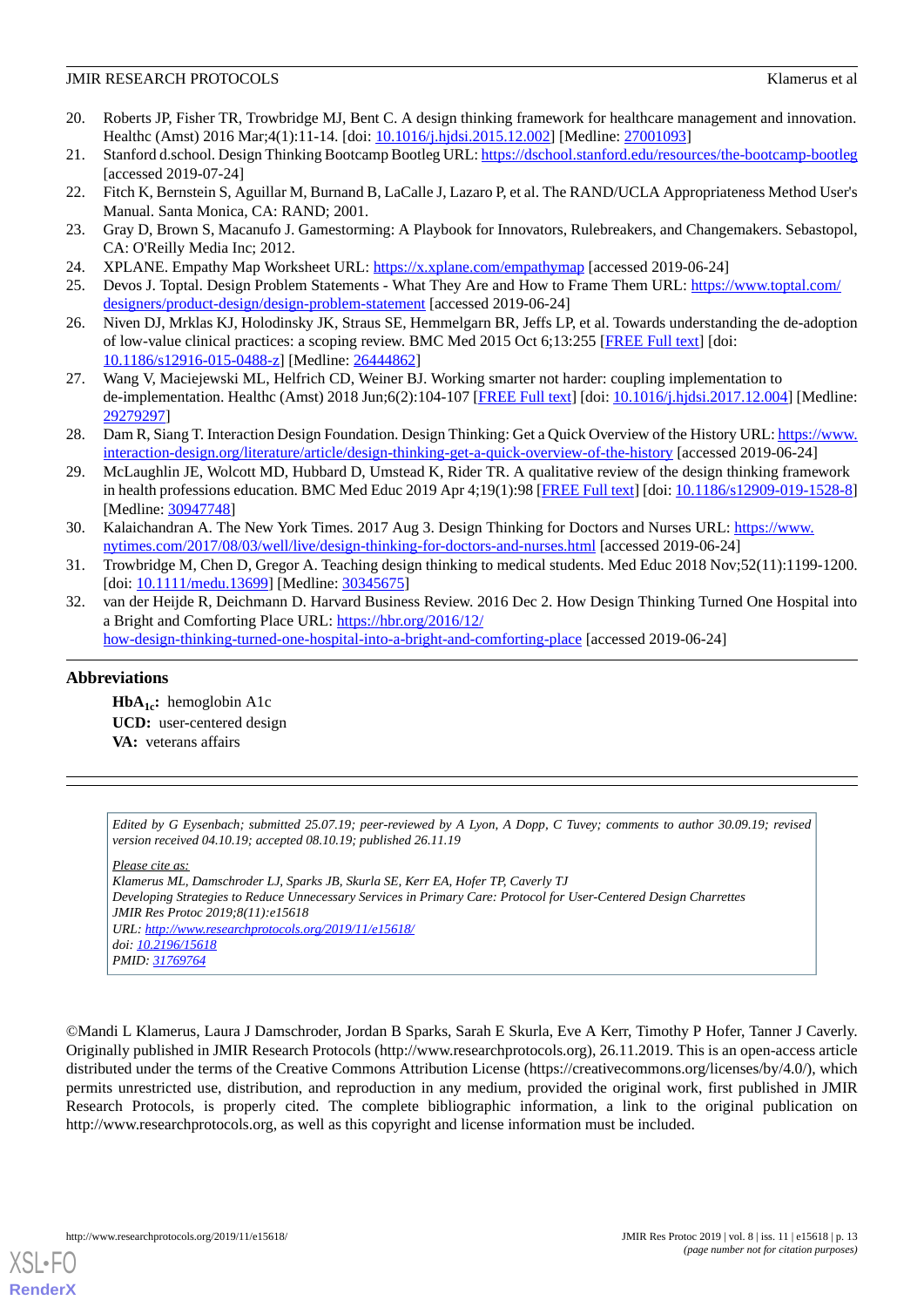20. Roberts JP, Fisher TR, Trowbridge MJ, Bent C. A design thinking framework for healthcare management and innovation. Healthc (Amst) 2016 Mar;4(1):11-14. [doi: 10.1016/j.hjdsi.2015.12.002] [Medline: 27001093]
21. Stanford d.school. Design Thinking Bootcamp Bootleg URL: https://dschool.stanford.edu/resources/the-bootcamp-bootleg [accessed 2019-07-24]
22. Fitch K, Bernstein S, Aguillar M, Burnand B, LaCalle J, Lazaro P, et al. The RAND/UCLA Appropriateness Method User's Manual. Santa Monica, CA: RAND; 2001.
23. Gray D, Brown S, Macanufo J. Gamestorming: A Playbook for Innovators, Rulebreakers, and Changemakers. Sebastopol, CA: O'Reilly Media Inc; 2012.
24. XPLANE. Empathy Map Worksheet URL: https://x.xplane.com/empathymap [accessed 2019-06-24]
25. Devos J. Toptal. Design Problem Statements - What They Are and How to Frame Them URL: https://www.toptal.com/designers/product-design/design-problem-statement [accessed 2019-06-24]
26. Niven DJ, Mrklas KJ, Holodinsky JK, Straus SE, Hemmelgarn BR, Jeffs LP, et al. Towards understanding the de-adoption of low-value clinical practices: a scoping review. BMC Med 2015 Oct 6;13:255 [FREE Full text] [doi: 10.1186/s12916-015-0488-z] [Medline: 26444862]
27. Wang V, Maciejewski ML, Helfrich CD, Weiner BJ. Working smarter not harder: coupling implementation to de-implementation. Healthc (Amst) 2018 Jun;6(2):104-107 [FREE Full text] [doi: 10.1016/j.hjdsi.2017.12.004] [Medline: 29279297]
28. Dam R, Siang T. Interaction Design Foundation. Design Thinking: Get a Quick Overview of the History URL: https://www.interaction-design.org/literature/article/design-thinking-get-a-quick-overview-of-the-history [accessed 2019-06-24]
29. McLaughlin JE, Wolcott MD, Hubbard D, Umstead K, Rider TR. A qualitative review of the design thinking framework in health professions education. BMC Med Educ 2019 Apr 4;19(1):98 [FREE Full text] [doi: 10.1186/s12909-019-1528-8] [Medline: 30947748]
30. Kalaichandran A. The New York Times. 2017 Aug 3. Design Thinking for Doctors and Nurses URL: https://www.nytimes.com/2017/08/03/well/live/design-thinking-for-doctors-and-nurses.html [accessed 2019-06-24]
31. Trowbridge M, Chen D, Gregor A. Teaching design thinking to medical students. Med Educ 2018 Nov;52(11):1199-1200. [doi: 10.1111/medu.13699] [Medline: 30345675]
32. van der Heijde R, Deichmann D. Harvard Business Review. 2016 Dec 2. How Design Thinking Turned One Hospital into a Bright and Comforting Place URL: https://hbr.org/2016/12/how-design-thinking-turned-one-hospital-into-a-bright-and-comforting-place [accessed 2019-06-24]

## Abbreviations

**$HbA_{1c}$:** hemoglobin A1c
**UCD:** user-centered design
**VA:** veterans affairs

*Edited by G Eysenbach; submitted 25.07.19; peer-reviewed by A Lyon, A Dopp, C Tuvey; comments to author 30.09.19; revised version received 04.10.19; accepted 08.10.19; published 26.11.19*

*Please cite as:*
*Klamerus ML, Damschroder LJ, Sparks JB, Skurla SE, Kerr EA, Hofer TP, Caverly TJ*
*Developing Strategies to Reduce Unnecessary Services in Primary Care: Protocol for User-Centered Design Charrettes*
*JMIR Res Protoc 2019;8(11):e15618*
*URL: http://www.researchprotocols.org/2019/11/e15618/*
*doi: 10.2196/15618*
*PMID: 31769764*

©Mandi L Klamerus, Laura J Damschroder, Jordan B Sparks, Sarah E Skurla, Eve A Kerr, Timothy P Hofer, Tanner J Caverly. Originally published in JMIR Research Protocols (http://www.researchprotocols.org), 26.11.2019. This is an open-access article distributed under the terms of the Creative Commons Attribution License (https://creativecommons.org/licenses/by/4.0/), which permits unrestricted use, distribution, and reproduction in any medium, provided the original work, first published in JMIR Research Protocols, is properly cited. The complete bibliographic information, a link to the original publication on http://www.researchprotocols.org, as well as this copyright and license information must be included.